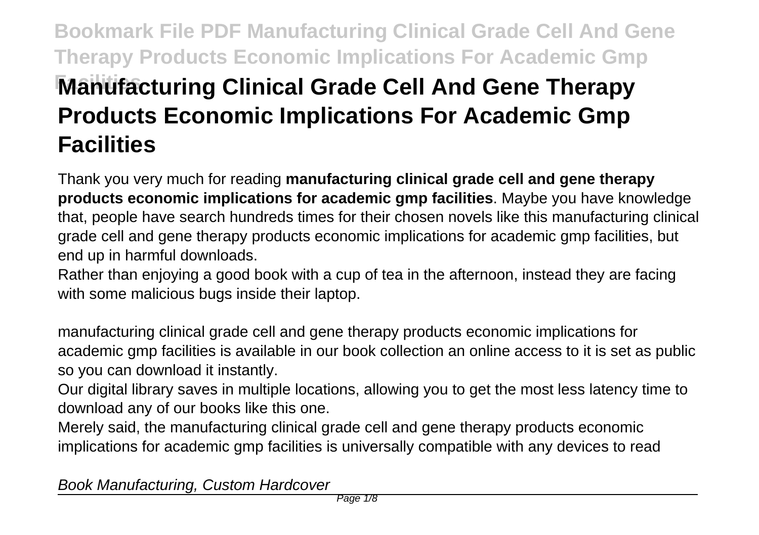# Manufacturing Clinical Grade Cell And Gene Therapy Products Economic Implications For Academic Gmp Facilities

Thank you very much for reading **manufacturing clinical grade cell and gene therapy products economic implications for academic gmp facilities**. Maybe you have knowledge that, people have search hundreds times for their chosen novels like this manufacturing clinical grade cell and gene therapy products economic implications for academic gmp facilities, but end up in harmful downloads.

Rather than enjoying a good book with a cup of tea in the afternoon, instead they are facing with some malicious bugs inside their laptop.

manufacturing clinical grade cell and gene therapy products economic implications for academic gmp facilities is available in our book collection an online access to it is set as public so you can download it instantly.

Our digital library saves in multiple locations, allowing you to get the most less latency time to download any of our books like this one.

Merely said, the manufacturing clinical grade cell and gene therapy products economic implications for academic gmp facilities is universally compatible with any devices to read

*Book Manufacturing, Custom Hardcover*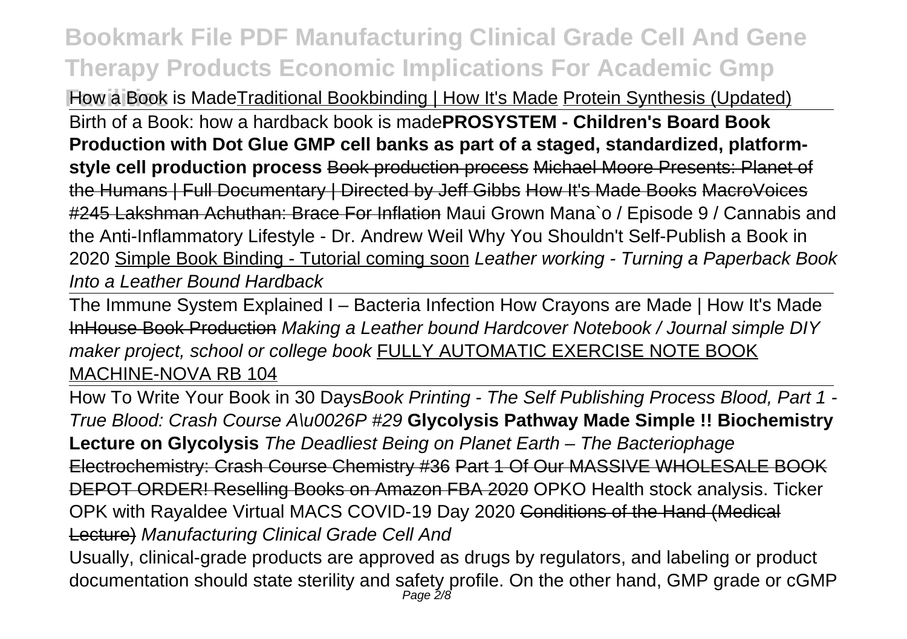How a Book is Made Traditional Bookbinding | How It's Made Protein Synthesis (Updated)

Birth of a Book: how a hardback book is made **PROSYSTEM - Children's Board Book Production with Dot Glue GMP cell banks as part of a staged, standardized, platform-style cell production process** Book production process Michael Moore Presents: Planet of the Humans | Full Documentary | Directed by Jeff Gibbs How It's Made Books MacroVoices #245 Lakshman Achuthan: Brace For Inflation Maui Grown Mana`o / Episode 9 / Cannabis and the Anti-Inflammatory Lifestyle - Dr. Andrew Weil Why You Shouldn't Self-Publish a Book in 2020 Simple Book Binding - Tutorial coming soon *Leather working - Turning a Paperback Book Into a Leather Bound Hardback*

The Immune System Explained I – Bacteria Infection How Crayons are Made | How It's Made InHouse Book Production *Making a Leather bound Hardcover Notebook / Journal simple DIY maker project, school or college book* FULLY AUTOMATIC EXERCISE NOTE BOOK MACHINE-NOVA RB 104

How To Write Your Book in 30 Days *Book Printing - The Self Publishing Process Blood, Part 1 - True Blood: Crash Course A\u0026P #29* **Glycolysis Pathway Made Simple !! Biochemistry Lecture on Glycolysis** *The Deadliest Being on Planet Earth – The Bacteriophage* Electrochemistry: Crash Course Chemistry #36 Part 1 Of Our MASSIVE WHOLESALE BOOK DEPOT ORDER! Reselling Books on Amazon FBA 2020 OPKO Health stock analysis. Ticker OPK with Rayaldee Virtual MACS COVID-19 Day 2020 Conditions of the Hand (Medical Lecture) *Manufacturing Clinical Grade Cell And*

Usually, clinical-grade products are approved as drugs by regulators, and labeling or product documentation should state sterility and safety profile. On the other hand, GMP grade or cGMP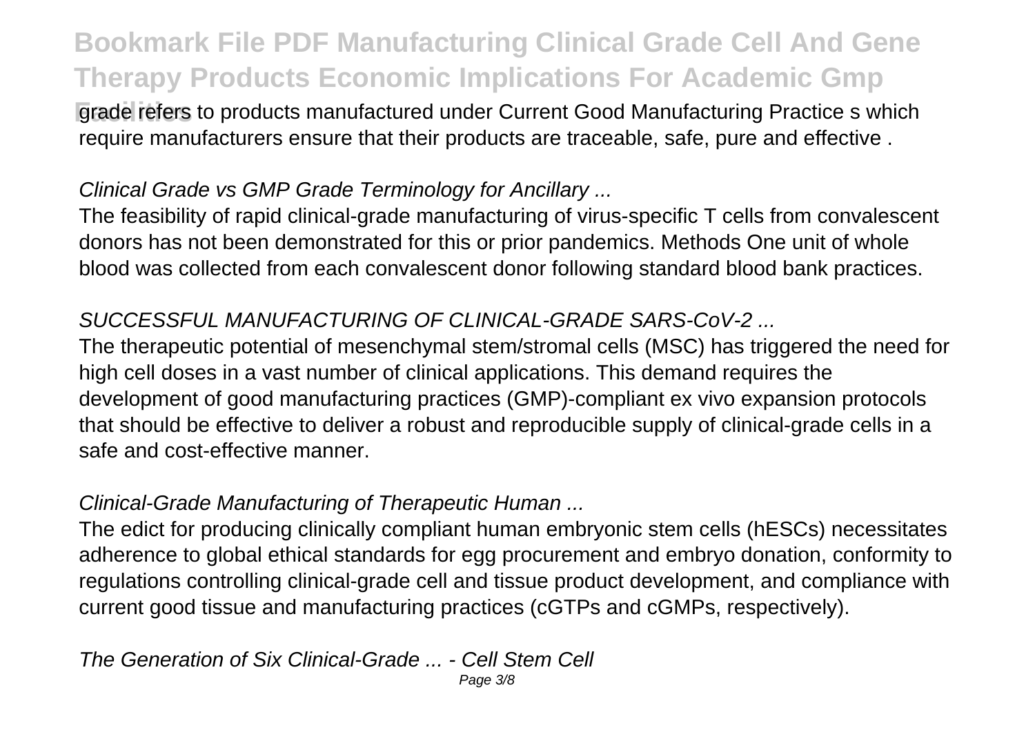grade refers to products manufactured under Current Good Manufacturing Practice s which require manufacturers ensure that their products are traceable, safe, pure and effective .

*Clinical Grade vs GMP Grade Terminology for Ancillary ...*

The feasibility of rapid clinical-grade manufacturing of virus-specific T cells from convalescent donors has not been demonstrated for this or prior pandemics. Methods One unit of whole blood was collected from each convalescent donor following standard blood bank practices.

*SUCCESSFUL MANUFACTURING OF CLINICAL-GRADE SARS-CoV-2 ...*

The therapeutic potential of mesenchymal stem/stromal cells (MSC) has triggered the need for high cell doses in a vast number of clinical applications. This demand requires the development of good manufacturing practices (GMP)-compliant ex vivo expansion protocols that should be effective to deliver a robust and reproducible supply of clinical-grade cells in a safe and cost-effective manner.

*Clinical-Grade Manufacturing of Therapeutic Human ...*

The edict for producing clinically compliant human embryonic stem cells (hESCs) necessitates adherence to global ethical standards for egg procurement and embryo donation, conformity to regulations controlling clinical-grade cell and tissue product development, and compliance with current good tissue and manufacturing practices (cGTPs and cGMPs, respectively).

*The Generation of Six Clinical-Grade ... - Cell Stem Cell*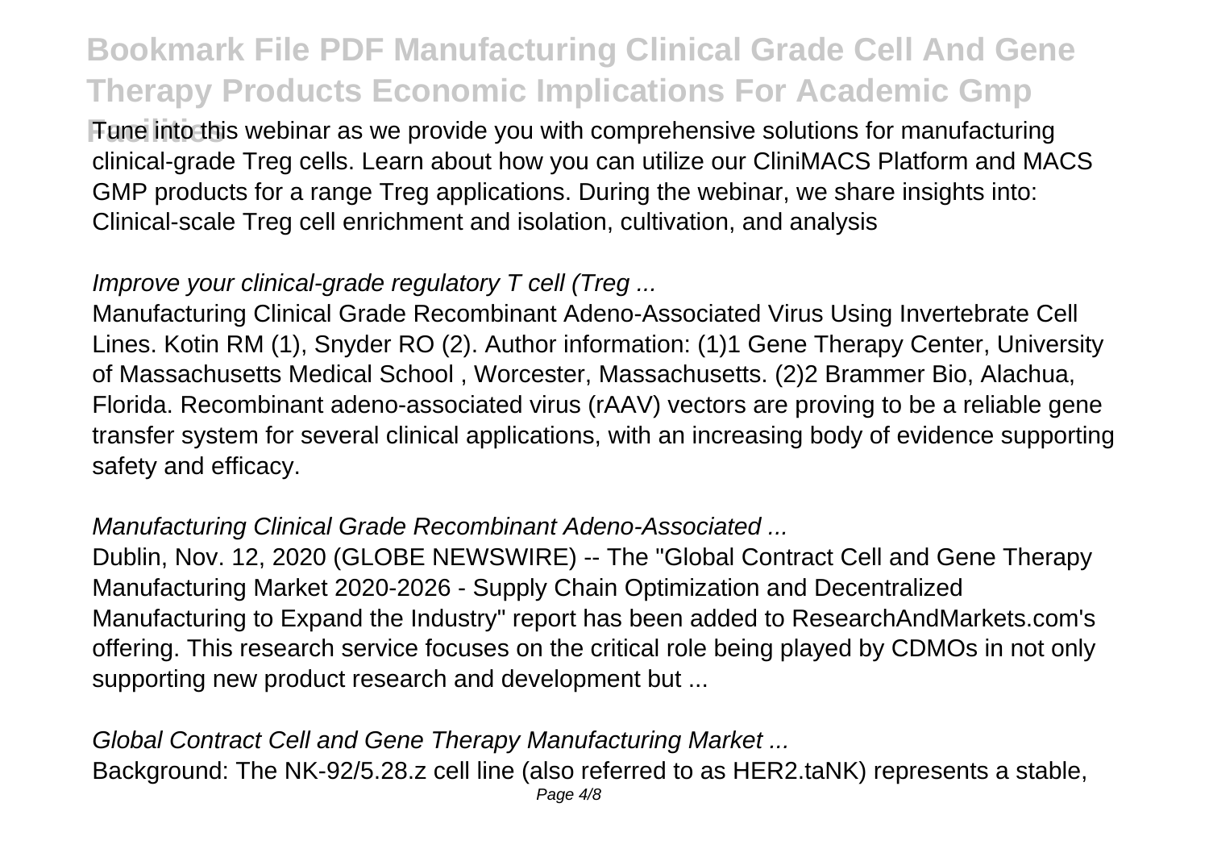Tune into this webinar as we provide you with comprehensive solutions for manufacturing clinical-grade Treg cells. Learn about how you can utilize our CliniMACS Platform and MACS GMP products for a range Treg applications. During the webinar, we share insights into: Clinical-scale Treg cell enrichment and isolation, cultivation, and analysis

*Improve your clinical-grade regulatory T cell (Treg ...*

Manufacturing Clinical Grade Recombinant Adeno-Associated Virus Using Invertebrate Cell Lines. Kotin RM (1), Snyder RO (2). Author information: (1)1 Gene Therapy Center, University of Massachusetts Medical School , Worcester, Massachusetts. (2)2 Brammer Bio, Alachua, Florida. Recombinant adeno-associated virus (rAAV) vectors are proving to be a reliable gene transfer system for several clinical applications, with an increasing body of evidence supporting safety and efficacy.

*Manufacturing Clinical Grade Recombinant Adeno-Associated ...*

Dublin, Nov. 12, 2020 (GLOBE NEWSWIRE) -- The "Global Contract Cell and Gene Therapy Manufacturing Market 2020-2026 - Supply Chain Optimization and Decentralized Manufacturing to Expand the Industry" report has been added to ResearchAndMarkets.com's offering. This research service focuses on the critical role being played by CDMOs in not only supporting new product research and development but ...

*Global Contract Cell and Gene Therapy Manufacturing Market ...*

Background: The NK-92/5.28.z cell line (also referred to as HER2.taNK) represents a stable,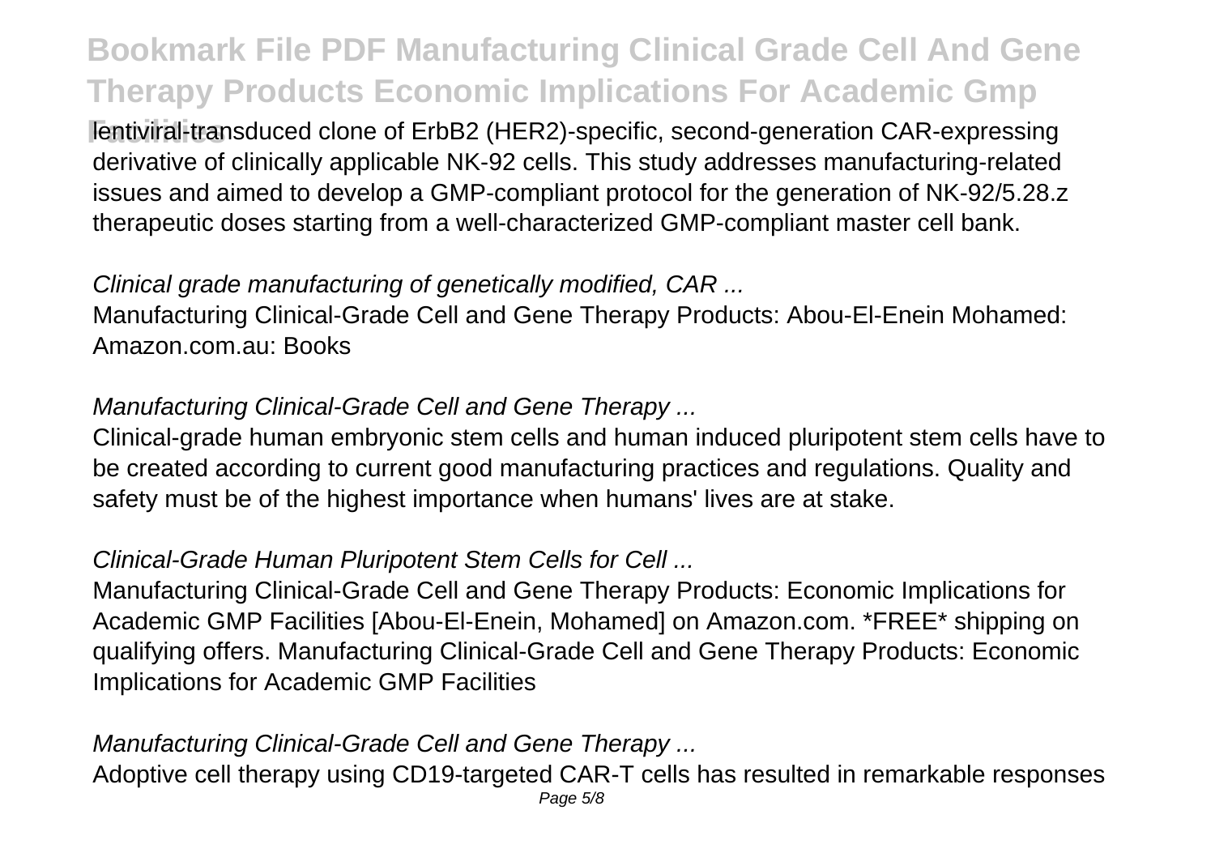lentiviral-transduced clone of ErbB2 (HER2)-specific, second-generation CAR-expressing derivative of clinically applicable NK-92 cells. This study addresses manufacturing-related issues and aimed to develop a GMP-compliant protocol for the generation of NK-92/5.28.z therapeutic doses starting from a well-characterized GMP-compliant master cell bank.

*Clinical grade manufacturing of genetically modified, CAR ...*

Manufacturing Clinical-Grade Cell and Gene Therapy Products: Abou-El-Enein Mohamed: Amazon.com.au: Books

*Manufacturing Clinical-Grade Cell and Gene Therapy ...*

Clinical-grade human embryonic stem cells and human induced pluripotent stem cells have to be created according to current good manufacturing practices and regulations. Quality and safety must be of the highest importance when humans' lives are at stake.

*Clinical-Grade Human Pluripotent Stem Cells for Cell ...*

Manufacturing Clinical-Grade Cell and Gene Therapy Products: Economic Implications for Academic GMP Facilities [Abou-El-Enein, Mohamed] on Amazon.com. *FREE* shipping on qualifying offers. Manufacturing Clinical-Grade Cell and Gene Therapy Products: Economic Implications for Academic GMP Facilities

*Manufacturing Clinical-Grade Cell and Gene Therapy ...*

Adoptive cell therapy using CD19-targeted CAR-T cells has resulted in remarkable responses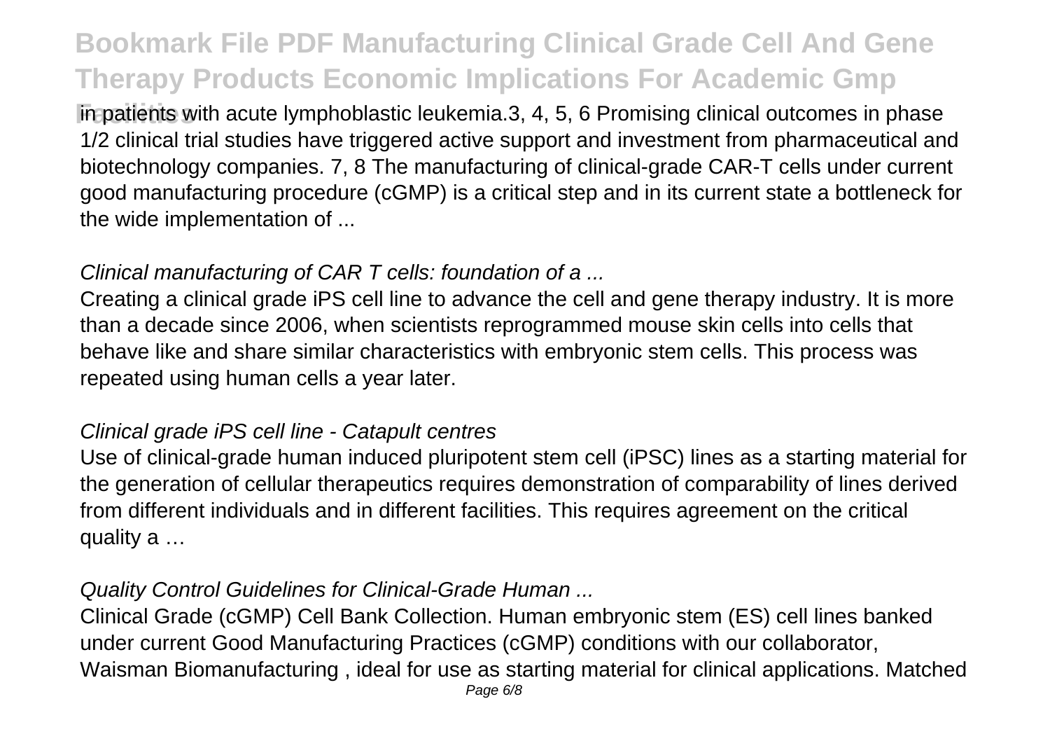in patients with acute lymphoblastic leukemia.3, 4, 5, 6 Promising clinical outcomes in phase 1/2 clinical trial studies have triggered active support and investment from pharmaceutical and biotechnology companies. 7, 8 The manufacturing of clinical-grade CAR-T cells under current good manufacturing procedure (cGMP) is a critical step and in its current state a bottleneck for the wide implementation of ...

### *Clinical manufacturing of CAR T cells: foundation of a ...*

Creating a clinical grade iPS cell line to advance the cell and gene therapy industry. It is more than a decade since 2006, when scientists reprogrammed mouse skin cells into cells that behave like and share similar characteristics with embryonic stem cells. This process was repeated using human cells a year later.

### *Clinical grade iPS cell line - Catapult centres*

Use of clinical-grade human induced pluripotent stem cell (iPSC) lines as a starting material for the generation of cellular therapeutics requires demonstration of comparability of lines derived from different individuals and in different facilities. This requires agreement on the critical quality a …

### *Quality Control Guidelines for Clinical-Grade Human ...*

Clinical Grade (cGMP) Cell Bank Collection. Human embryonic stem (ES) cell lines banked under current Good Manufacturing Practices (cGMP) conditions with our collaborator, Waisman Biomanufacturing , ideal for use as starting material for clinical applications. Matched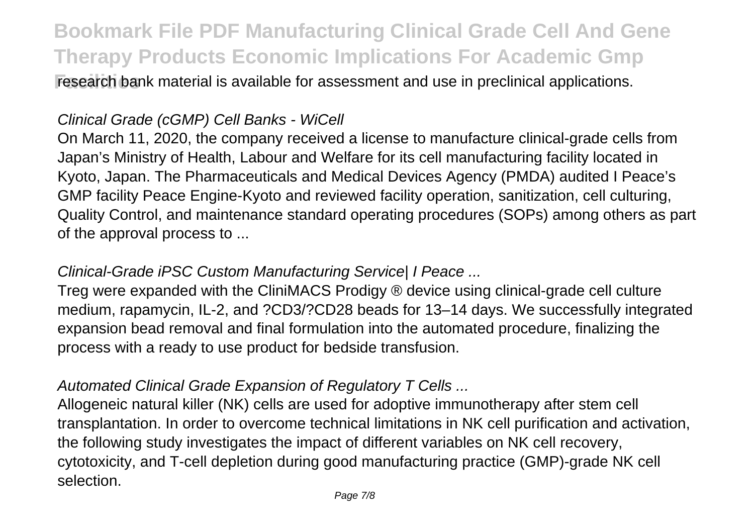research bank material is available for assessment and use in preclinical applications.

*Clinical Grade (cGMP) Cell Banks - WiCell*

On March 11, 2020, the company received a license to manufacture clinical-grade cells from Japan's Ministry of Health, Labour and Welfare for its cell manufacturing facility located in Kyoto, Japan. The Pharmaceuticals and Medical Devices Agency (PMDA) audited I Peace's GMP facility Peace Engine-Kyoto and reviewed facility operation, sanitization, cell culturing, Quality Control, and maintenance standard operating procedures (SOPs) among others as part of the approval process to ...

*Clinical-Grade iPSC Custom Manufacturing Service| I Peace ...*

Treg were expanded with the CliniMACS Prodigy ® device using clinical-grade cell culture medium, rapamycin, IL-2, and ?CD3/?CD28 beads for 13–14 days. We successfully integrated expansion bead removal and final formulation into the automated procedure, finalizing the process with a ready to use product for bedside transfusion.

*Automated Clinical Grade Expansion of Regulatory T Cells ...*

Allogeneic natural killer (NK) cells are used for adoptive immunotherapy after stem cell transplantation. In order to overcome technical limitations in NK cell purification and activation, the following study investigates the impact of different variables on NK cell recovery, cytotoxicity, and T-cell depletion during good manufacturing practice (GMP)-grade NK cell selection.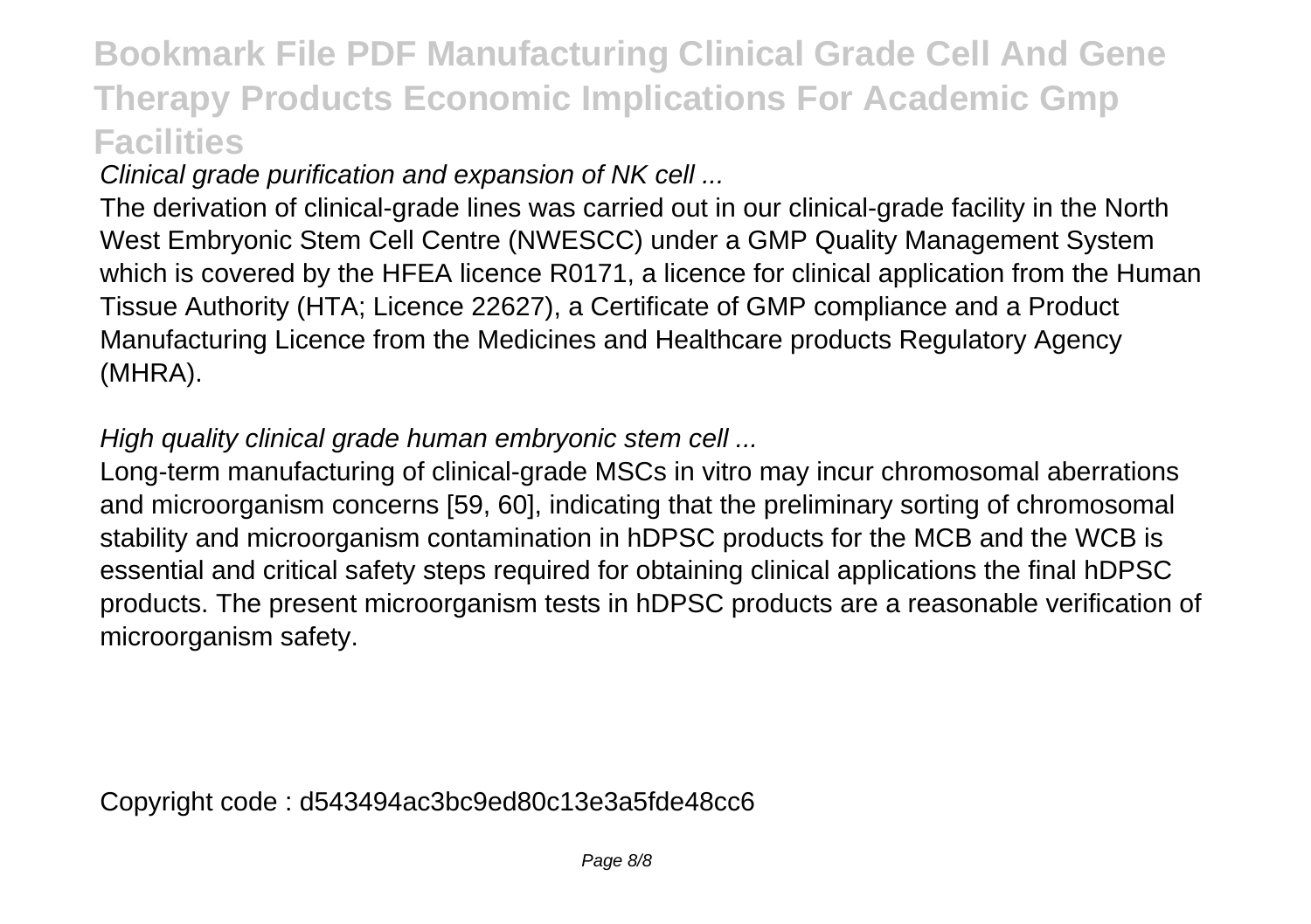*Clinical grade purification and expansion of NK cell ...*

The derivation of clinical-grade lines was carried out in our clinical-grade facility in the North West Embryonic Stem Cell Centre (NWESCC) under a GMP Quality Management System which is covered by the HFEA licence R0171, a licence for clinical application from the Human Tissue Authority (HTA; Licence 22627), a Certificate of GMP compliance and a Product Manufacturing Licence from the Medicines and Healthcare products Regulatory Agency (MHRA).

*High quality clinical grade human embryonic stem cell ...*

Long-term manufacturing of clinical-grade MSCs in vitro may incur chromosomal aberrations and microorganism concerns [59, 60], indicating that the preliminary sorting of chromosomal stability and microorganism contamination in hDPSC products for the MCB and the WCB is essential and critical safety steps required for obtaining clinical applications the final hDPSC products. The present microorganism tests in hDPSC products are a reasonable verification of microorganism safety.

Copyright code : d543494ac3bc9ed80c13e3a5fde48cc6